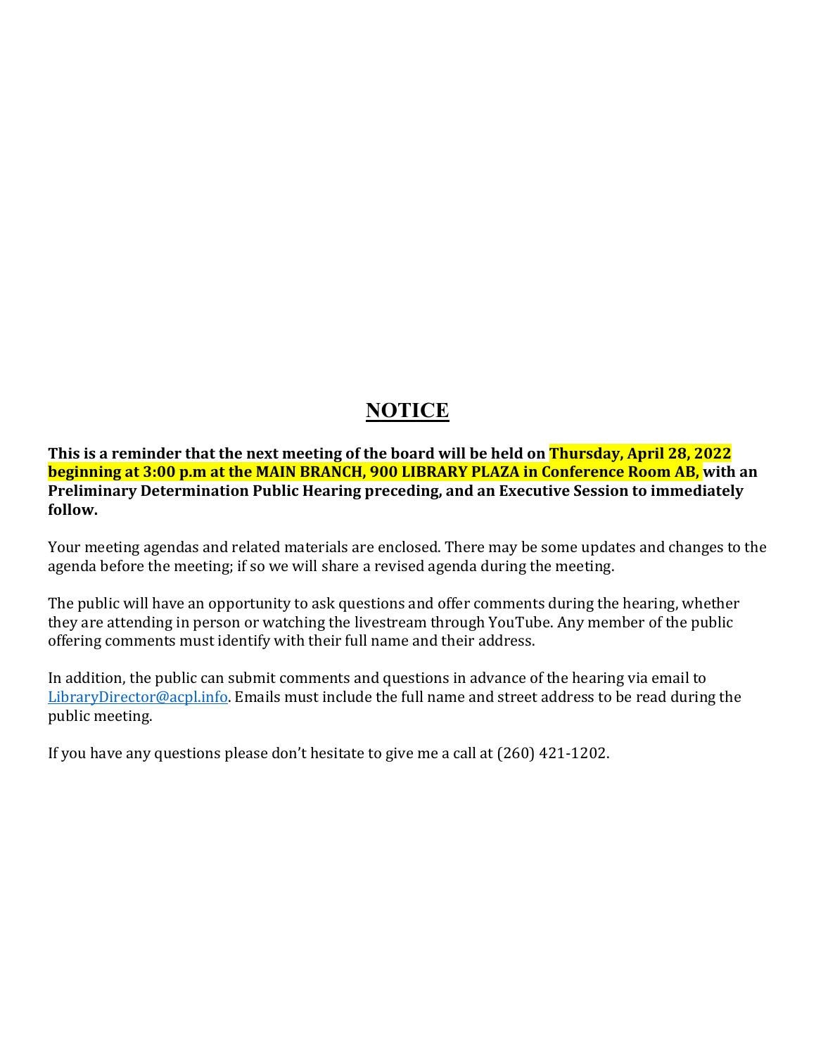# NOTICE

**This is a reminder that the next meeting of the board will be held on Thursday, April 28, 2022 beginning at 3:00 p.m at the MAIN BRANCH, 900 LIBRARY PLAZA in Conference Room AB, with an Preliminary Determination Public Hearing preceding, and an Executive Session to immediately follow.**

Your meeting agendas and related materials are enclosed. There may be some updates and changes to the agenda before the meeting; if so we will share a revised agenda during the meeting.

The public will have an opportunity to ask questions and offer comments during the hearing, whether they are attending in person or watching the livestream through YouTube. Any member of the public offering comments must identify with their full name and their address.

In addition, the public can submit comments and questions in advance of the hearing via email to LibraryDirector@acpl.info. Emails must include the full name and street address to be read during the public meeting.

If you have any questions please don't hesitate to give me a call at (260) 421-1202.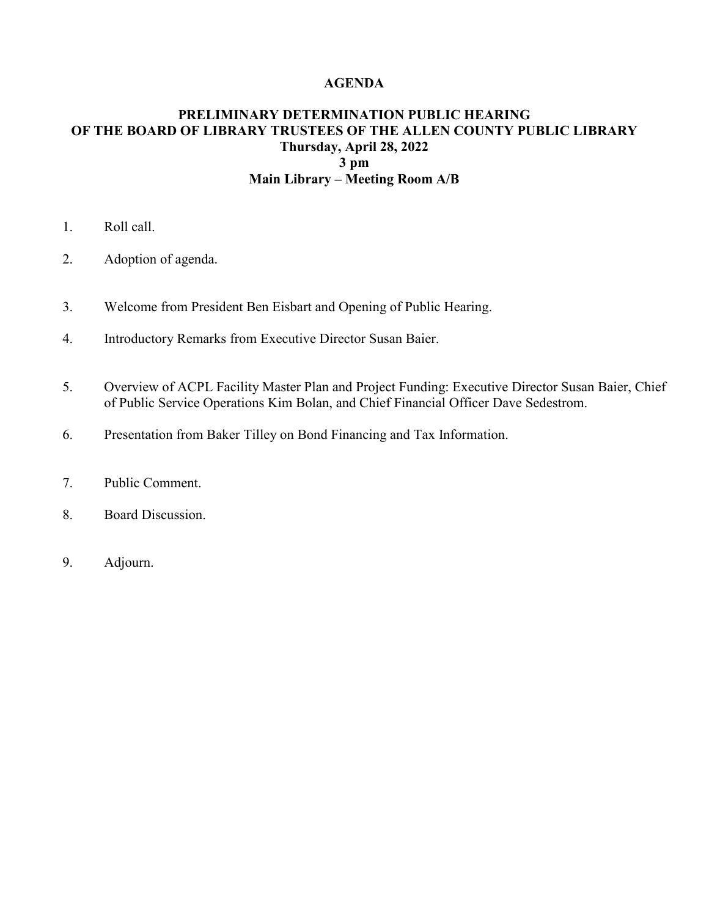# AGENDA

## PRELIMINARY DETERMINATION PUBLIC HEARING
## OF THE BOARD OF LIBRARY TRUSTEES OF THE ALLEN COUNTY PUBLIC LIBRARY

**Thursday, April 28, 2022**
**3 pm**
**Main Library – Meeting Room A/B**

1. Roll call.

2. Adoption of agenda.

3. Welcome from President Ben Eisbart and Opening of Public Hearing.

4. Introductory Remarks from Executive Director Susan Baier.

5. Overview of ACPL Facility Master Plan and Project Funding: Executive Director Susan Baier, Chief of Public Service Operations Kim Bolan, and Chief Financial Officer Dave Sedestrom.

6. Presentation from Baker Tilley on Bond Financing and Tax Information.

7. Public Comment.

8. Board Discussion.

9. Adjourn.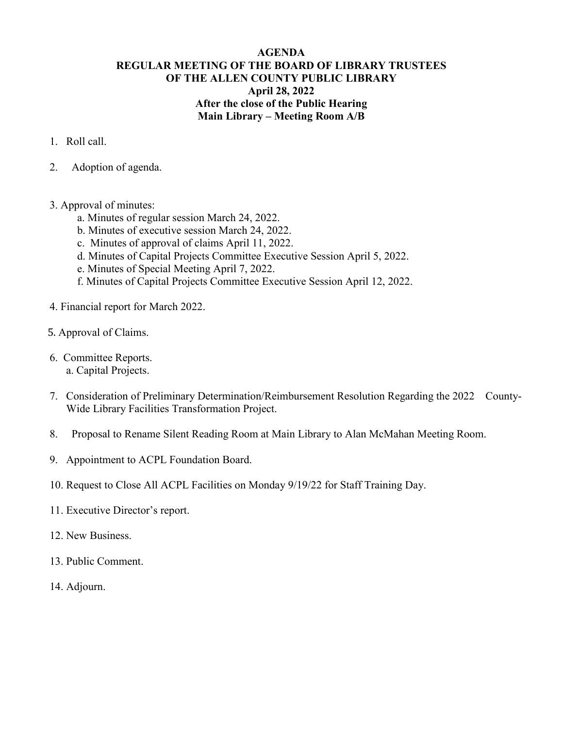# AGENDA
## REGULAR MEETING OF THE BOARD OF LIBRARY TRUSTEES OF THE ALLEN COUNTY PUBLIC LIBRARY
### April 28, 2022
### After the close of the Public Hearing
### Main Library – Meeting Room A/B

1. Roll call.

2. Adoption of agenda.

3. Approval of minutes:
   a. Minutes of regular session March 24, 2022.
   b. Minutes of executive session March 24, 2022.
   c. Minutes of approval of claims April 11, 2022.
   d. Minutes of Capital Projects Committee Executive Session April 5, 2022.
   e. Minutes of Special Meeting April 7, 2022.
   f. Minutes of Capital Projects Committee Executive Session April 12, 2022.

4. Financial report for March 2022.

5. Approval of Claims.

6. Committee Reports.
   a. Capital Projects.

7. Consideration of Preliminary Determination/Reimbursement Resolution Regarding the 2022 County-Wide Library Facilities Transformation Project.

8. Proposal to Rename Silent Reading Room at Main Library to Alan McMahan Meeting Room.

9. Appointment to ACPL Foundation Board.

10. Request to Close All ACPL Facilities on Monday 9/19/22 for Staff Training Day.

11. Executive Director's report.

12. New Business.

13. Public Comment.

14. Adjourn.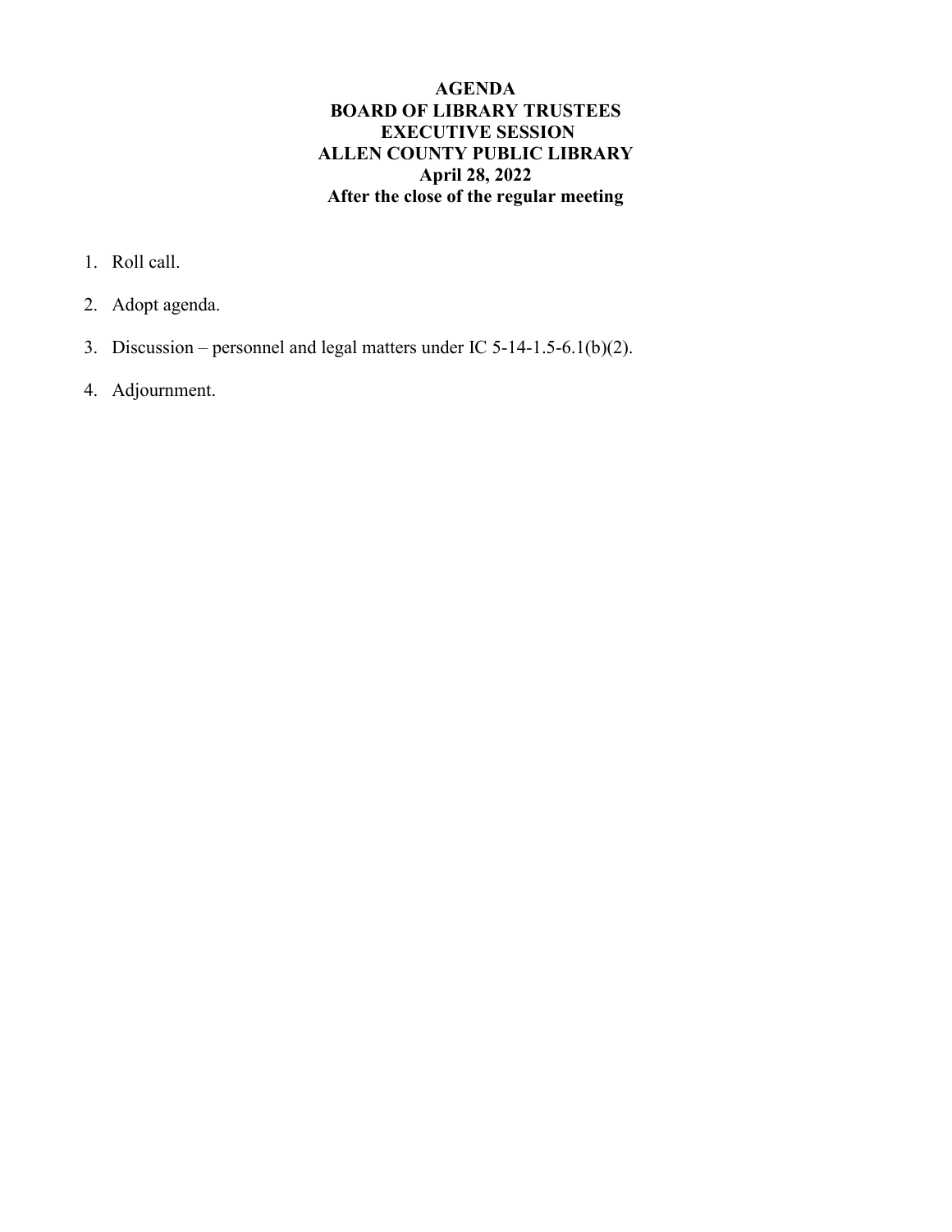# AGENDA
# BOARD OF LIBRARY TRUSTEES
# EXECUTIVE SESSION
# ALLEN COUNTY PUBLIC LIBRARY
# April 28, 2022
# After the close of the regular meeting

1. Roll call.
2. Adopt agenda.
3. Discussion – personnel and legal matters under IC 5-14-1.5-6.1(b)(2).
4. Adjournment.